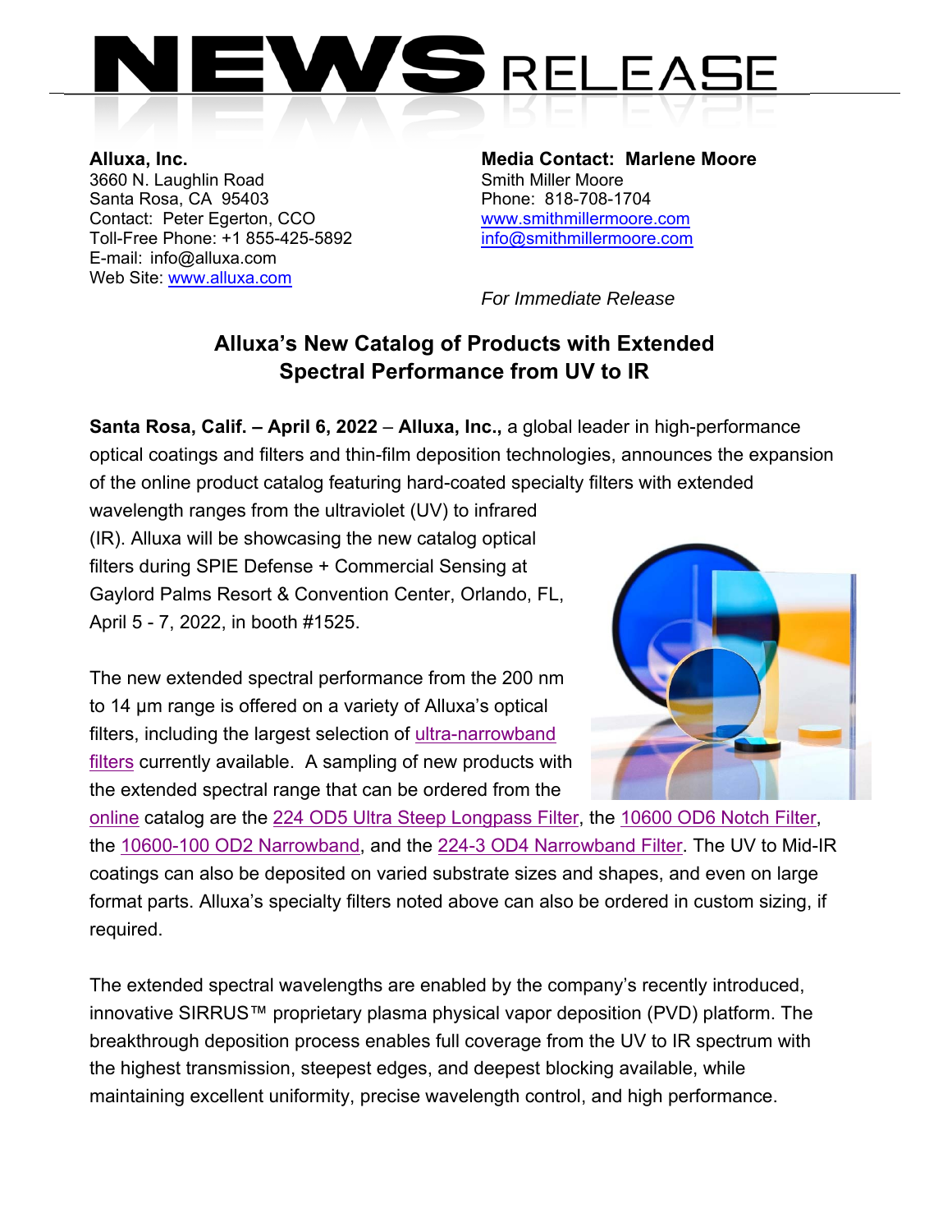# NEWS RELEASE

**Alluxa, Inc.**
3660 N. Laughlin Road
Santa Rosa, CA 95403
Contact: Peter Egerton, CCO
Toll-Free Phone: +1 855-425-5892
E-mail: info@alluxa.com
Web Site: www.alluxa.com

**Media Contact: Marlene Moore**
Smith Miller Moore
Phone: 818-708-1704
www.smithmillermoore.com
info@smithmillermoore.com

*For Immediate Release*

## Alluxa's New Catalog of Products with Extended Spectral Performance from UV to IR

**Santa Rosa, Calif. – April 6, 2022** – **Alluxa, Inc.,** a global leader in high-performance optical coatings and filters and thin-film deposition technologies, announces the expansion of the online product catalog featuring hard-coated specialty filters with extended wavelength ranges from the ultraviolet (UV) to infrared (IR). Alluxa will be showcasing the new catalog optical filters during SPIE Defense + Commercial Sensing at Gaylord Palms Resort & Convention Center, Orlando, FL, April 5 - 7, 2022, in booth #1525.

The new extended spectral performance from the 200 nm to 14 µm range is offered on a variety of Alluxa's optical filters, including the largest selection of ultra-narrowband filters currently available. A sampling of new products with the extended spectral range that can be ordered from the online catalog are the 224 OD5 Ultra Steep Longpass Filter, the 10600 OD6 Notch Filter, the 10600-100 OD2 Narrowband, and the 224-3 OD4 Narrowband Filter. The UV to Mid-IR coatings can also be deposited on varied substrate sizes and shapes, and even on large format parts. Alluxa's specialty filters noted above can also be ordered in custom sizing, if required.

The extended spectral wavelengths are enabled by the company's recently introduced, innovative SIRRUS™ proprietary plasma physical vapor deposition (PVD) platform. The breakthrough deposition process enables full coverage from the UV to IR spectrum with the highest transmission, steepest edges, and deepest blocking available, while maintaining excellent uniformity, precise wavelength control, and high performance.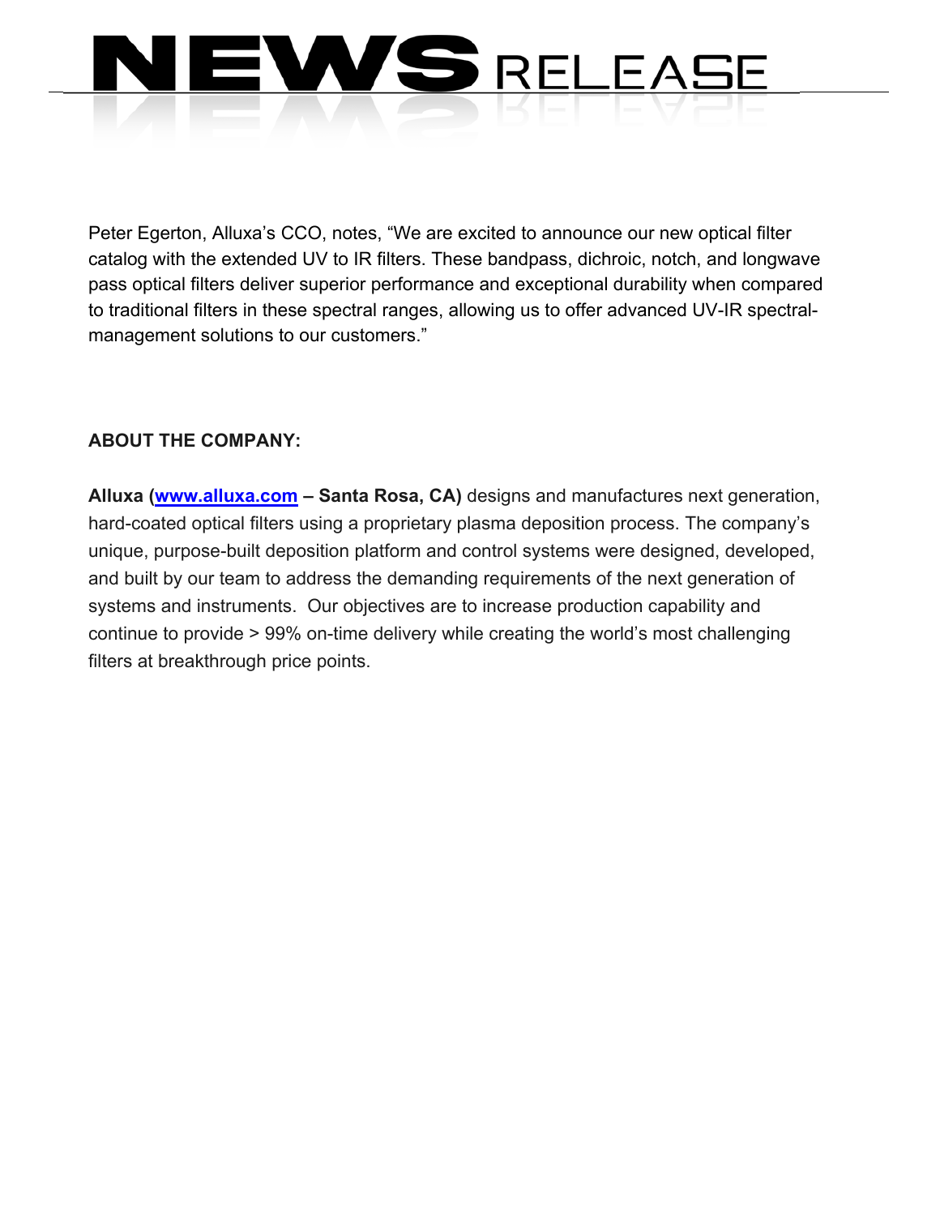Peter Egerton, Alluxa's CCO, notes, "We are excited to announce our new optical filter catalog with the extended UV to IR filters. These bandpass, dichroic, notch, and longwave pass optical filters deliver superior performance and exceptional durability when compared to traditional filters in these spectral ranges, allowing us to offer advanced UV-IR spectral-management solutions to our customers."

**ABOUT THE COMPANY:**

**Alluxa ([www.alluxa.com](http://www.alluxa.com) – Santa Rosa, CA)** designs and manufactures next generation, hard-coated optical filters using a proprietary plasma deposition process. The company's unique, purpose-built deposition platform and control systems were designed, developed, and built by our team to address the demanding requirements of the next generation of systems and instruments. Our objectives are to increase production capability and continue to provide > 99% on-time delivery while creating the world's most challenging filters at breakthrough price points.